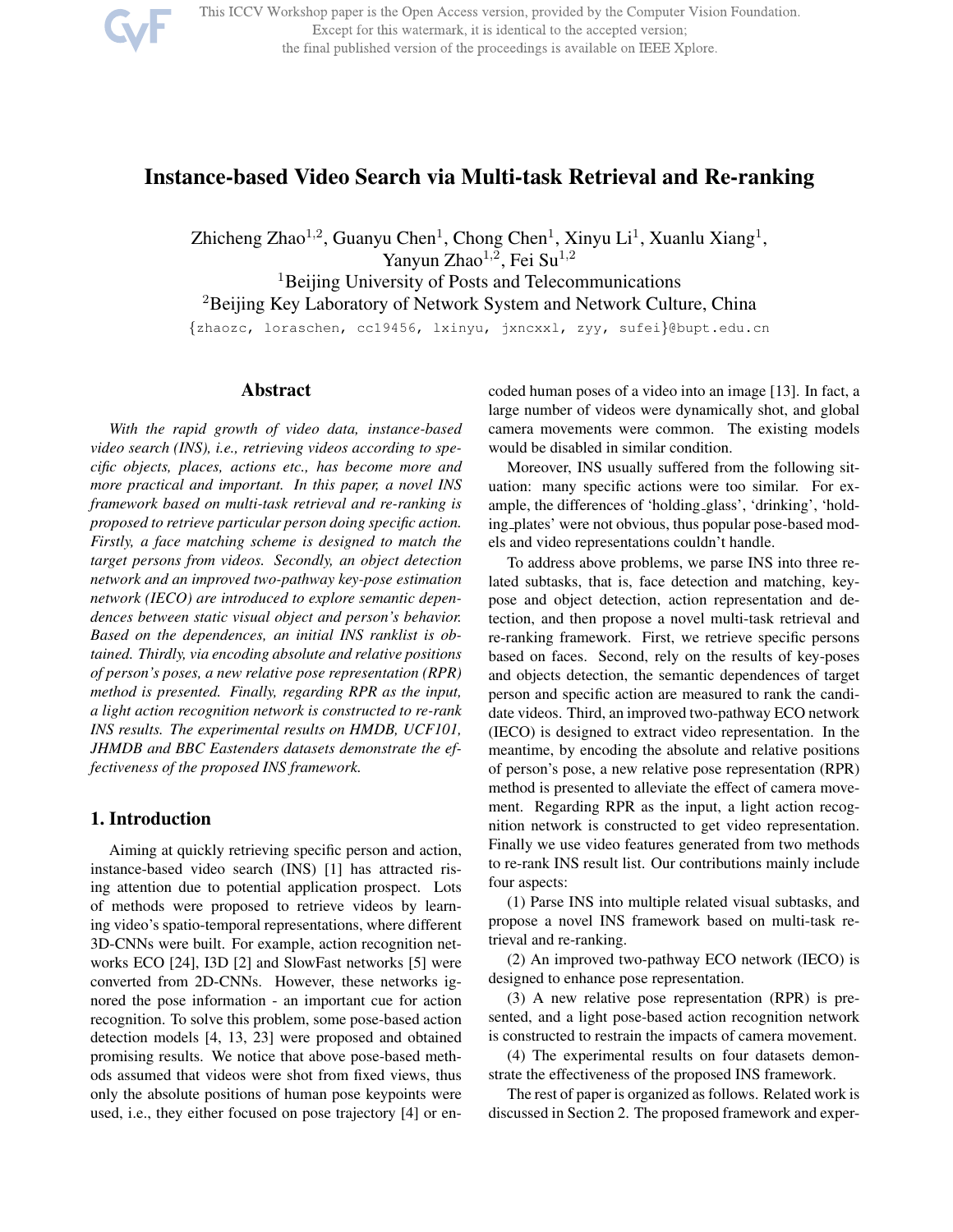# Instance-based Video Search via Multi-task Retrieval and Re-ranking

Zhicheng Zhao[1,2], Guanyu Chen[1], Chong Chen[1], Xinyu Li[1], Xuanlu Xiang[1], Yanyun Zhao[1,2], Fei Su[1,2]

[1]Beijing University of Posts and Telecommunications

[2]Beijing Key Laboratory of Network System and Network Culture, China

{zhaozc, loraschen, cc19456, lxinyu, jxncxxl, zyy, sufei}@bupt.edu.cn

## Abstract

*With the rapid growth of video data, instance-based video search (INS), i.e., retrieving videos according to specific objects, places, actions etc., has become more and more practical and important. In this paper, a novel INS framework based on multi-task retrieval and re-ranking is proposed to retrieve particular person doing specific action. Firstly, a face matching scheme is designed to match the target persons from videos. Secondly, an object detection network and an improved two-pathway key-pose estimation network (IECO) are introduced to explore semantic dependences between static visual object and person's behavior. Based on the dependences, an initial INS ranklist is obtained. Thirdly, via encoding absolute and relative positions of person's poses, a new relative pose representation (RPR) method is presented. Finally, regarding RPR as the input, a light action recognition network is constructed to re-rank INS results. The experimental results on HMDB, UCF101, JHMDB and BBC Eastenders datasets demonstrate the effectiveness of the proposed INS framework.*

## 1. Introduction

Aiming at quickly retrieving specific person and action, instance-based video search (INS) [1] has attracted rising attention due to potential application prospect. Lots of methods were proposed to retrieve videos by learning video's spatio-temporal representations, where different 3D-CNNs were built. For example, action recognition networks ECO [24], I3D [2] and SlowFast networks [5] were converted from 2D-CNNs. However, these networks ignored the pose information - an important cue for action recognition. To solve this problem, some pose-based action detection models [4, 13, 23] were proposed and obtained promising results. We notice that above pose-based methods assumed that videos were shot from fixed views, thus only the absolute positions of human pose keypoints were used, i.e., they either focused on pose trajectory [4] or encoded human poses of a video into an image [13]. In fact, a large number of videos were dynamically shot, and global camera movements were common. The existing models would be disabled in similar condition.

Moreover, INS usually suffered from the following situation: many specific actions were too similar. For example, the differences of 'holding_glass', 'drinking', 'holding_plates' were not obvious, thus popular pose-based models and video representations couldn't handle.

To address above problems, we parse INS into three related subtasks, that is, face detection and matching, key-pose and object detection, action representation and detection, and then propose a novel multi-task retrieval and re-ranking framework. First, we retrieve specific persons based on faces. Second, rely on the results of key-poses and objects detection, the semantic dependences of target person and specific action are measured to rank the candidate videos. Third, an improved two-pathway ECO network (IECO) is designed to extract video representation. In the meantime, by encoding the absolute and relative positions of person's pose, a new relative pose representation (RPR) method is presented to alleviate the effect of camera movement. Regarding RPR as the input, a light action recognition network is constructed to get video representation. Finally we use video features generated from two methods to re-rank INS result list. Our contributions mainly include four aspects:

(1) Parse INS into multiple related visual subtasks, and propose a novel INS framework based on multi-task retrieval and re-ranking.

(2) An improved two-pathway ECO network (IECO) is designed to enhance pose representation.

(3) A new relative pose representation (RPR) is presented, and a light pose-based action recognition network is constructed to restrain the impacts of camera movement.

(4) The experimental results on four datasets demonstrate the effectiveness of the proposed INS framework.

The rest of paper is organized as follows. Related work is discussed in Section 2. The proposed framework and exper-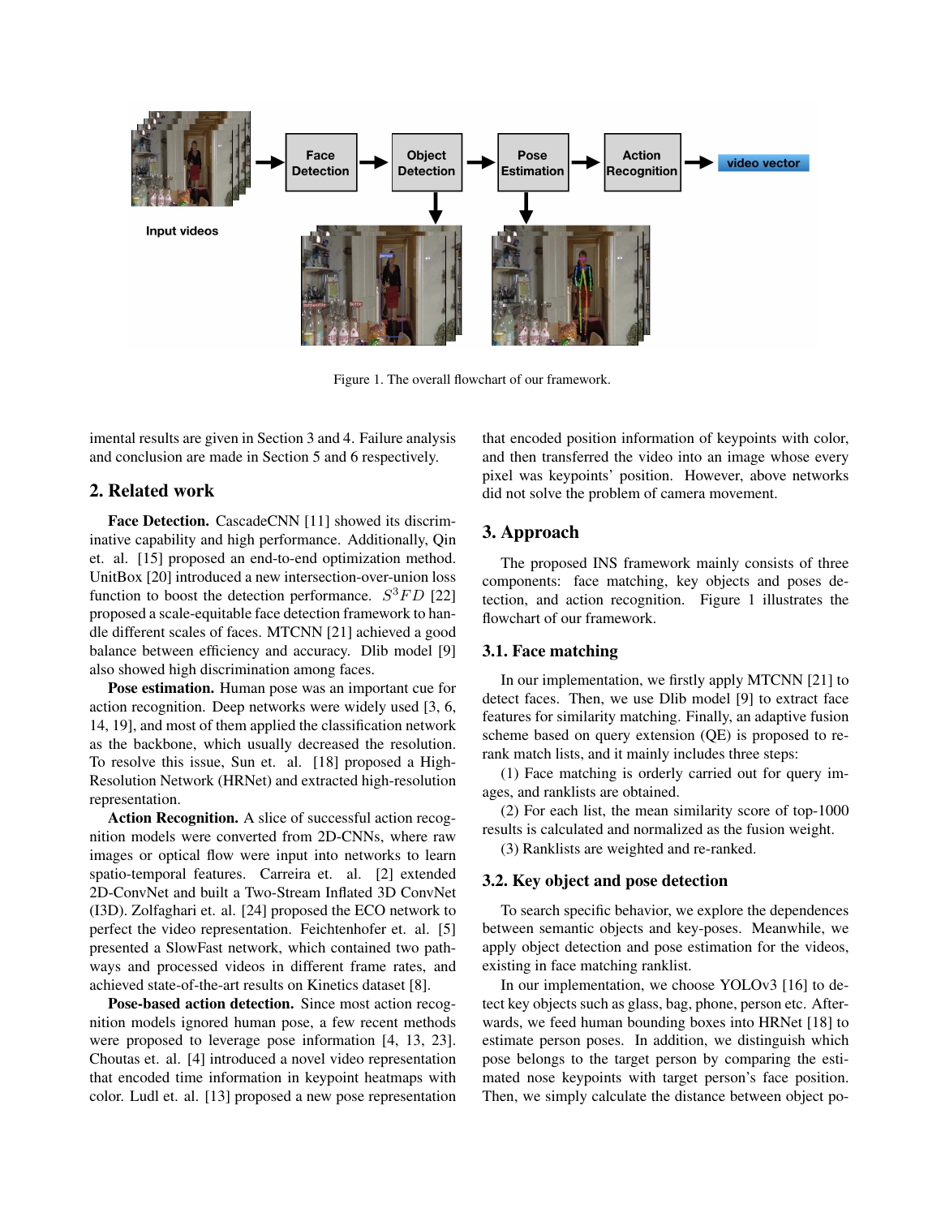Figure 1. The overall flowchart of our framework.

imental results are given in Section 3 and 4. Failure analysis and conclusion are made in Section 5 and 6 respectively.

## 2. Related work

**Face Detection.** CascadeCNN [11] showed its discriminative capability and high performance. Additionally, Qin et. al. [15] proposed an end-to-end optimization method. UnitBox [20] introduced a new intersection-over-union loss function to boost the detection performance. $S^3FD$ [22] proposed a scale-equitable face detection framework to handle different scales of faces. MTCNN [21] achieved a good balance between efficiency and accuracy. Dlib model [9] also showed high discrimination among faces.

**Pose estimation.** Human pose was an important cue for action recognition. Deep networks were widely used [3, 6, 14, 19], and most of them applied the classification network as the backbone, which usually decreased the resolution. To resolve this issue, Sun et. al. [18] proposed a High-Resolution Network (HRNet) and extracted high-resolution representation.

**Action Recognition.** A slice of successful action recognition models were converted from 2D-CNNs, where raw images or optical flow were input into networks to learn spatio-temporal features. Carreira et. al. [2] extended 2D-ConvNet and built a Two-Stream Inflated 3D ConvNet (I3D). Zolfaghari et. al. [24] proposed the ECO network to perfect the video representation. Feichtenhofer et. al. [5] presented a SlowFast network, which contained two pathways and processed videos in different frame rates, and achieved state-of-the-art results on Kinetics dataset [8].

**Pose-based action detection.** Since most action recognition models ignored human pose, a few recent methods were proposed to leverage pose information [4, 13, 23]. Choutas et. al. [4] introduced a novel video representation that encoded time information in keypoint heatmaps with color. Ludl et. al. [13] proposed a new pose representation that encoded position information of keypoints with color, and then transferred the video into an image whose every pixel was keypoints' position. However, above networks did not solve the problem of camera movement.

## 3. Approach

The proposed INS framework mainly consists of three components: face matching, key objects and poses detection, and action recognition. Figure 1 illustrates the flowchart of our framework.

### 3.1. Face matching

In our implementation, we firstly apply MTCNN [21] to detect faces. Then, we use Dlib model [9] to extract face features for similarity matching. Finally, an adaptive fusion scheme based on query extension (QE) is proposed to re-rank match lists, and it mainly includes three steps:

(1) Face matching is orderly carried out for query images, and ranklists are obtained.

(2) For each list, the mean similarity score of top-1000 results is calculated and normalized as the fusion weight.

(3) Ranklists are weighted and re-ranked.

### 3.2. Key object and pose detection

To search specific behavior, we explore the dependences between semantic objects and key-poses. Meanwhile, we apply object detection and pose estimation for the videos, existing in face matching ranklist.

In our implementation, we choose YOLOv3 [16] to detect key objects such as glass, bag, phone, person etc. Afterwards, we feed human bounding boxes into HRNet [18] to estimate person poses. In addition, we distinguish which pose belongs to the target person by comparing the estimated nose keypoints with target person's face position. Then, we simply calculate the distance between object po-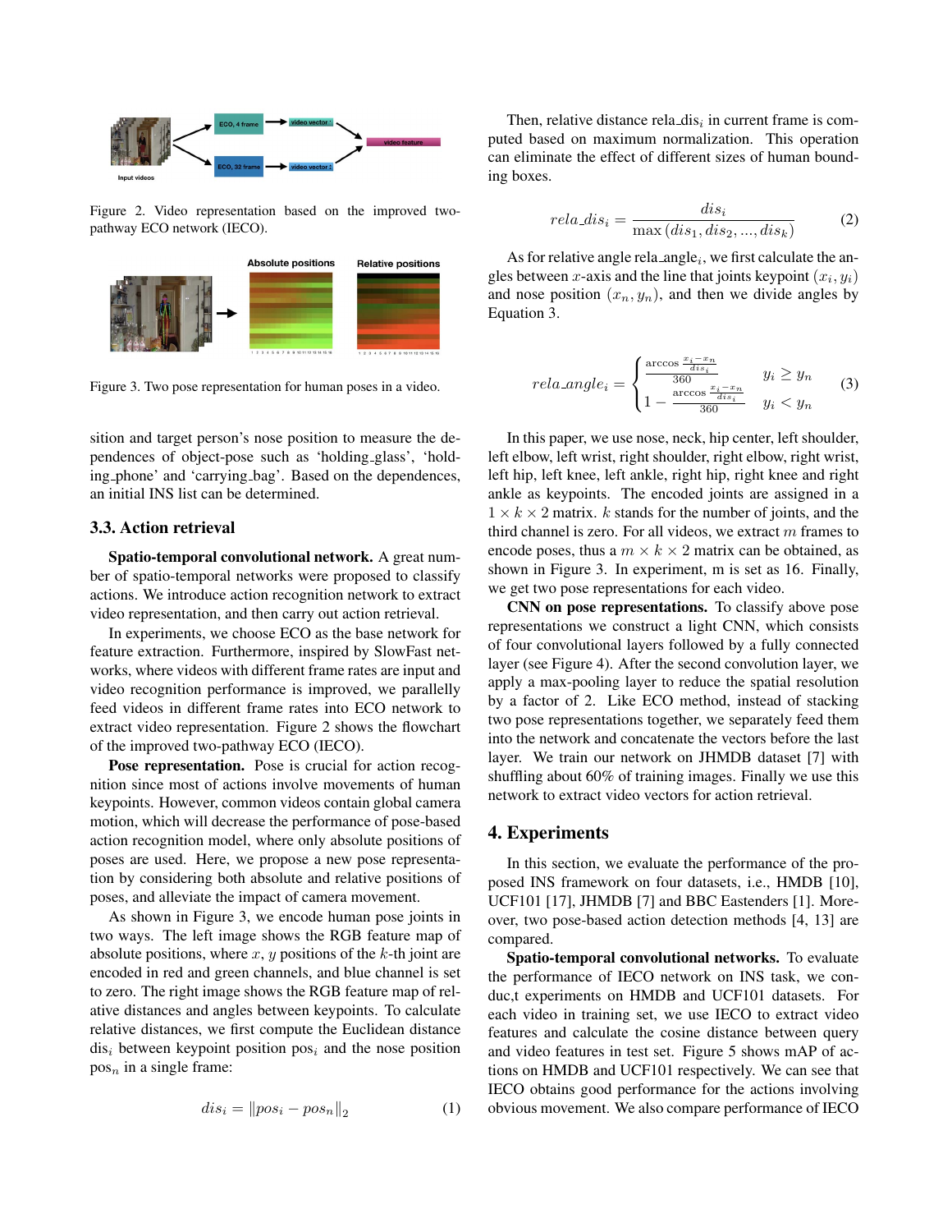Figure 2. Video representation based on the improved two-pathway ECO network (IECO).

Figure 3. Two pose representation for human poses in a video.

sition and target person's nose position to measure the dependences of object-pose such as 'holding_glass', 'holding_phone' and 'carrying_bag'. Based on the dependences, an initial INS list can be determined.

### 3.3. Action retrieval

**Spatio-temporal convolutional network.** A great number of spatio-temporal networks were proposed to classify actions. We introduce action recognition network to extract video representation, and then carry out action retrieval.

In experiments, we choose ECO as the base network for feature extraction. Furthermore, inspired by SlowFast networks, where videos with different frame rates are input and video recognition performance is improved, we parallelly feed videos in different frame rates into ECO network to extract video representation. Figure 2 shows the flowchart of the improved two-pathway ECO (IECO).

**Pose representation.** Pose is crucial for action recognition since most of actions involve movements of human keypoints. However, common videos contain global camera motion, which will decrease the performance of pose-based action recognition model, where only absolute positions of poses are used. Here, we propose a new pose representation by considering both absolute and relative positions of poses, and alleviate the impact of camera movement.

As shown in Figure 3, we encode human pose joints in two ways. The left image shows the RGB feature map of absolute positions, where $x$, $y$ positions of the $k$-th joint are encoded in red and green channels, and blue channel is set to zero. The right image shows the RGB feature map of relative distances and angles between keypoints. To calculate relative distances, we first compute the Euclidean distance $\text{dis}_i$ between keypoint position $\text{pos}_i$ and the nose position $\text{pos}_n$ in a single frame:

$$dis_i = \|pos_i - pos_n\|_2 \tag{1}$$

Then, relative distance $\text{rela\_dis}_i$ in current frame is computed based on maximum normalization. This operation can eliminate the effect of different sizes of human bounding boxes.

$$rela\_dis_i = \frac{dis_i}{\max\left(dis_1, dis_2, ..., dis_k\right)} \tag{2}$$

As for relative angle $\text{rela\_angle}_i$, we first calculate the angles between $x$-axis and the line that joints keypoint $(x_i, y_i)$ and nose position $(x_n, y_n)$, and then we divide angles by Equation 3.

$$rela\_angle_i = \begin{cases} \frac{\arccos \frac{x_i - x_n}{dis_i}}{360} & y_i \geq y_n \\ 1 - \frac{\arccos \frac{x_i - x_n}{dis_i}}{360} & y_i < y_n \end{cases} \tag{3}$$

In this paper, we use nose, neck, hip center, left shoulder, left elbow, left wrist, right shoulder, right elbow, right wrist, left hip, left knee, left ankle, right hip, right knee and right ankle as keypoints. The encoded joints are assigned in a $1 \times k \times 2$ matrix. $k$ stands for the number of joints, and the third channel is zero. For all videos, we extract $m$ frames to encode poses, thus a $m \times k \times 2$ matrix can be obtained, as shown in Figure 3. In experiment, m is set as 16. Finally, we get two pose representations for each video.

**CNN on pose representations.** To classify above pose representations we construct a light CNN, which consists of four convolutional layers followed by a fully connected layer (see Figure 4). After the second convolution layer, we apply a max-pooling layer to reduce the spatial resolution by a factor of 2. Like ECO method, instead of stacking two pose representations together, we separately feed them into the network and concatenate the vectors before the last layer. We train our network on JHMDB dataset [7] with shuffling about 60% of training images. Finally we use this network to extract video vectors for action retrieval.

## 4. Experiments

In this section, we evaluate the performance of the proposed INS framework on four datasets, i.e., HMDB [10], UCF101 [17], JHMDB [7] and BBC Eastenders [1]. Moreover, two pose-based action detection methods [4, 13] are compared.

**Spatio-temporal convolutional networks.** To evaluate the performance of IECO network on INS task, we conduc,t experiments on HMDB and UCF101 datasets. For each video in training set, we use IECO to extract video features and calculate the cosine distance between query and video features in test set. Figure 5 shows mAP of actions on HMDB and UCF101 respectively. We can see that IECO obtains good performance for the actions involving obvious movement. We also compare performance of IECO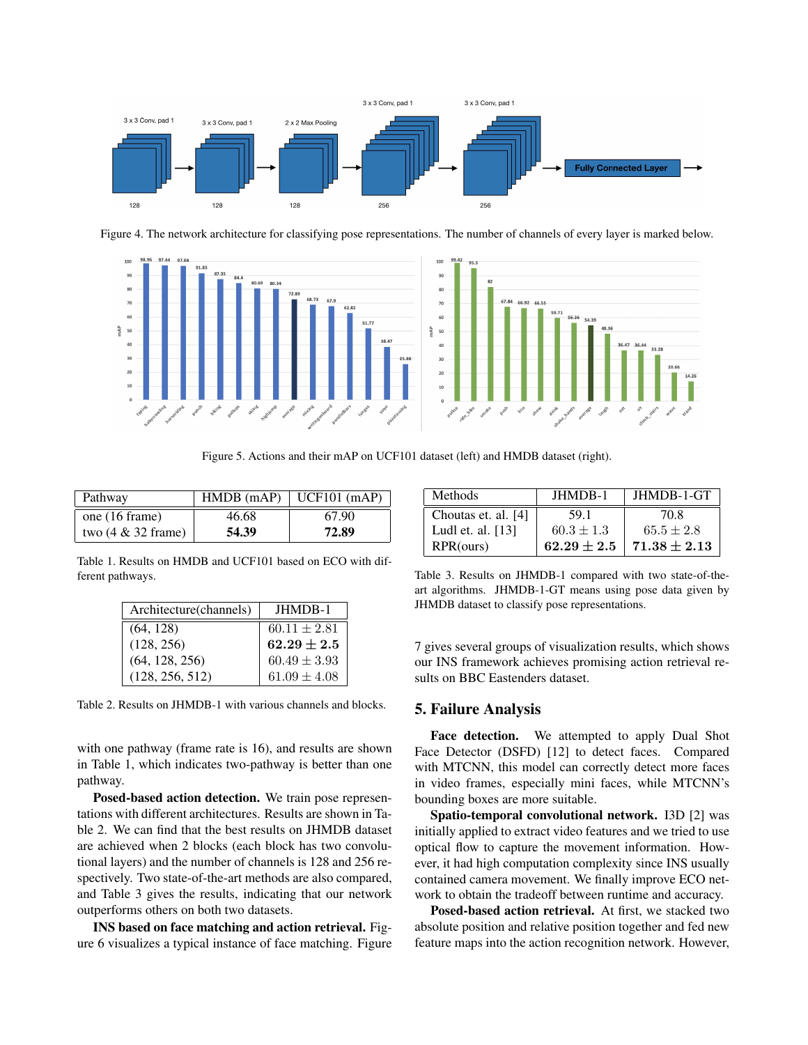Figure 4. The network architecture for classifying pose representations. The number of channels of every layer is marked below.

Figure 5. Actions and their mAP on UCF101 dataset (left) and HMDB dataset (right).

| Pathway | HMDB (mAP) | UCF101 (mAP) |
|---|---|---|
| one (16 frame) | 46.68 | 67.90 |
| two (4 & 32 frame) | **54.39** | **72.89** |

Table 1. Results on HMDB and UCF101 based on ECO with different pathways.

| Architecture(channels) | JHMDB-1 |
|---|---|
| (64, 128) | $60.11 \pm 2.81$ |
| (128, 256) | $\mathbf{62.29 \pm 2.5}$ |
| (64, 128, 256) | $60.49 \pm 3.93$ |
| (128, 256, 512) | $61.09 \pm 4.08$ |

Table 2. Results on JHMDB-1 with various channels and blocks.

with one pathway (frame rate is 16), and results are shown in Table 1, which indicates two-pathway is better than one pathway.

**Posed-based action detection.** We train pose representations with different architectures. Results are shown in Table 2. We can find that the best results on JHMDB dataset are achieved when 2 blocks (each block has two convolutional layers) and the number of channels is 128 and 256 respectively. Two state-of-the-art methods are also compared, and Table 3 gives the results, indicating that our network outperforms others on both two datasets.

**INS based on face matching and action retrieval.** Figure 6 visualizes a typical instance of face matching. Figure 7 gives several groups of visualization results, which shows our INS framework achieves promising action retrieval results on BBC Eastenders dataset.

| Methods | JHMDB-1 | JHMDB-1-GT |
|---|---|---|
| Choutas et. al. [4] | 59.1 | 70.8 |
| Ludl et. al. [13] | $60.3 \pm 1.3$ | $65.5 \pm 2.8$ |
| RPR(ours) | $\mathbf{62.29 \pm 2.5}$ | $\mathbf{71.38 \pm 2.13}$ |

Table 3. Results on JHMDB-1 compared with two state-of-the-art algorithms. JHMDB-1-GT means using pose data given by JHMDB dataset to classify pose representations.

## 5. Failure Analysis

**Face detection.** We attempted to apply Dual Shot Face Detector (DSFD) [12] to detect faces. Compared with MTCNN, this model can correctly detect more faces in video frames, especially mini faces, while MTCNN's bounding boxes are more suitable.

**Spatio-temporal convolutional network.** I3D [2] was initially applied to extract video features and we tried to use optical flow to capture the movement information. However, it had high computation complexity since INS usually contained camera movement. We finally improve ECO network to obtain the tradeoff between runtime and accuracy.

**Posed-based action retrieval.** At first, we stacked two absolute position and relative position together and fed new feature maps into the action recognition network. However,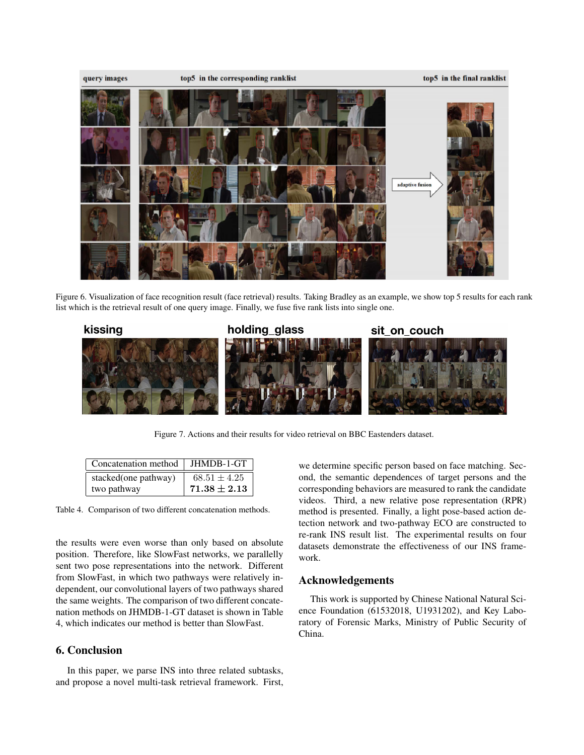Figure 6. Visualization of face recognition result (face retrieval) results. Taking Bradley as an example, we show top 5 results for each rank list which is the retrieval result of one query image. Finally, we fuse five rank lists into single one.

Figure 7. Actions and their results for video retrieval on BBC Eastenders dataset.

| Concatenation method | JHMDB-1-GT |
| --- | --- |
| stacked(one pathway) | $68.51 \pm 4.25$ |
| two pathway | $\mathbf{71.38 \pm 2.13}$ |

Table 4. Comparison of two different concatenation methods.

the results were even worse than only based on absolute position. Therefore, like SlowFast networks, we parallelly sent two pose representations into the network. Different from SlowFast, in which two pathways were relatively independent, our convolutional layers of two pathways shared the same weights. The comparison of two different concatenation methods on JHMDB-1-GT dataset is shown in Table 4, which indicates our method is better than SlowFast.

## 6. Conclusion

In this paper, we parse INS into three related subtasks, and propose a novel multi-task retrieval framework. First, we determine specific person based on face matching. Second, the semantic dependences of target persons and the corresponding behaviors are measured to rank the candidate videos. Third, a new relative pose representation (RPR) method is presented. Finally, a light pose-based action detection network and two-pathway ECO are constructed to re-rank INS result list. The experimental results on four datasets demonstrate the effectiveness of our INS framework.

## Acknowledgements

This work is supported by Chinese National Natural Science Foundation (61532018, U1931202), and Key Laboratory of Forensic Marks, Ministry of Public Security of China.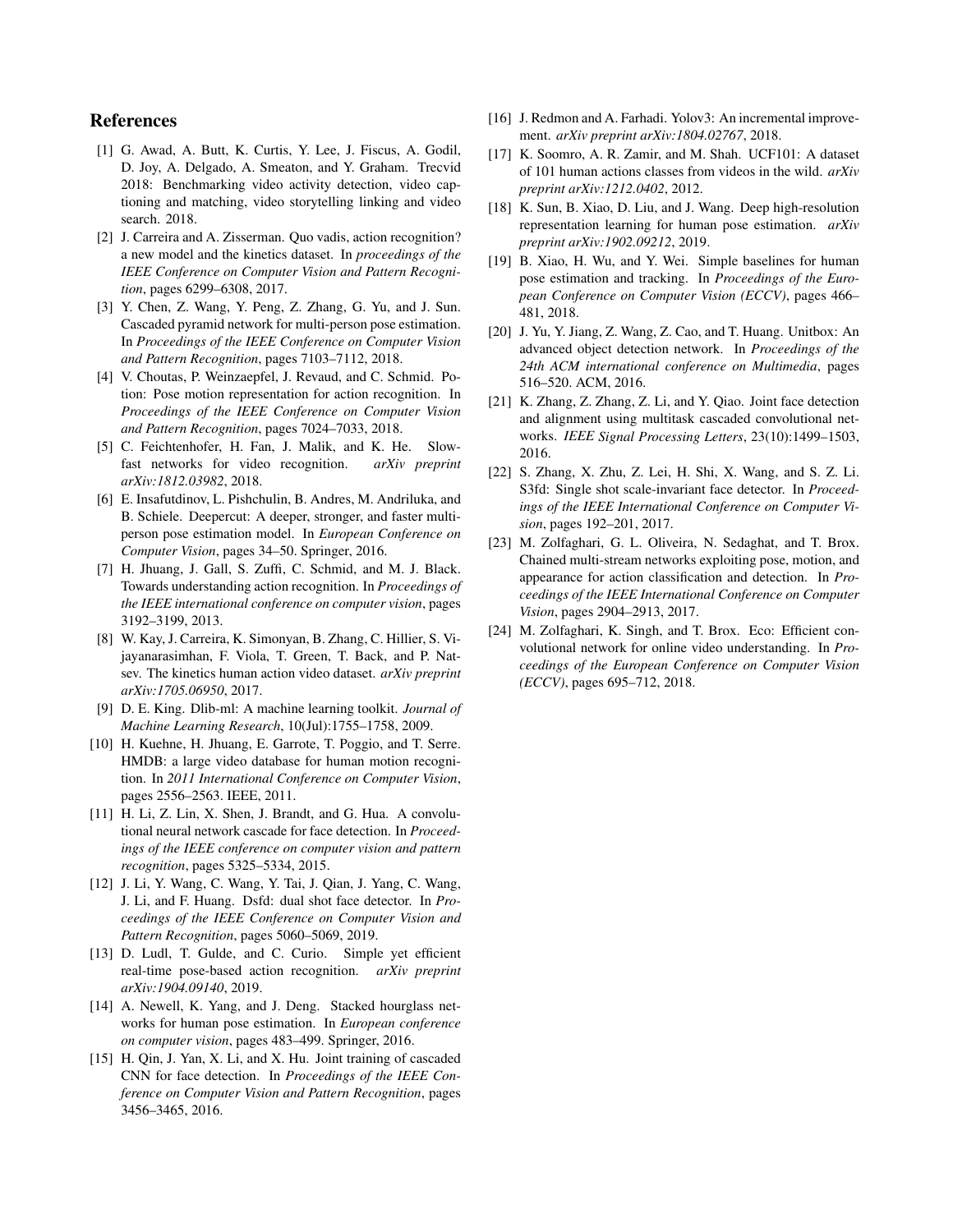# References

[1] G. Awad, A. Butt, K. Curtis, Y. Lee, J. Fiscus, A. Godil, D. Joy, A. Delgado, A. Smeaton, and Y. Graham. Trecvid 2018: Benchmarking video activity detection, video captioning and matching, video storytelling linking and video search. 2018.

[2] J. Carreira and A. Zisserman. Quo vadis, action recognition? a new model and the kinetics dataset. In *proceedings of the IEEE Conference on Computer Vision and Pattern Recognition*, pages 6299–6308, 2017.

[3] Y. Chen, Z. Wang, Y. Peng, Z. Zhang, G. Yu, and J. Sun. Cascaded pyramid network for multi-person pose estimation. In *Proceedings of the IEEE Conference on Computer Vision and Pattern Recognition*, pages 7103–7112, 2018.

[4] V. Choutas, P. Weinzaepfel, J. Revaud, and C. Schmid. Potion: Pose motion representation for action recognition. In *Proceedings of the IEEE Conference on Computer Vision and Pattern Recognition*, pages 7024–7033, 2018.

[5] C. Feichtenhofer, H. Fan, J. Malik, and K. He. Slowfast networks for video recognition. *arXiv preprint arXiv:1812.03982*, 2018.

[6] E. Insafutdinov, L. Pishchulin, B. Andres, M. Andriluka, and B. Schiele. Deepercut: A deeper, stronger, and faster multiperson pose estimation model. In *European Conference on Computer Vision*, pages 34–50. Springer, 2016.

[7] H. Jhuang, J. Gall, S. Zuffi, C. Schmid, and M. J. Black. Towards understanding action recognition. In *Proceedings of the IEEE international conference on computer vision*, pages 3192–3199, 2013.

[8] W. Kay, J. Carreira, K. Simonyan, B. Zhang, C. Hillier, S. Vijayanarasimhan, F. Viola, T. Green, T. Back, and P. Natsev. The kinetics human action video dataset. *arXiv preprint arXiv:1705.06950*, 2017.

[9] D. E. King. Dlib-ml: A machine learning toolkit. *Journal of Machine Learning Research*, 10(Jul):1755–1758, 2009.

[10] H. Kuehne, H. Jhuang, E. Garrote, T. Poggio, and T. Serre. HMDB: a large video database for human motion recognition. In *2011 International Conference on Computer Vision*, pages 2556–2563. IEEE, 2011.

[11] H. Li, Z. Lin, X. Shen, J. Brandt, and G. Hua. A convolutional neural network cascade for face detection. In *Proceedings of the IEEE conference on computer vision and pattern recognition*, pages 5325–5334, 2015.

[12] J. Li, Y. Wang, C. Wang, Y. Tai, J. Qian, J. Yang, C. Wang, J. Li, and F. Huang. Dsfd: dual shot face detector. In *Proceedings of the IEEE Conference on Computer Vision and Pattern Recognition*, pages 5060–5069, 2019.

[13] D. Ludl, T. Gulde, and C. Curio. Simple yet efficient real-time pose-based action recognition. *arXiv preprint arXiv:1904.09140*, 2019.

[14] A. Newell, K. Yang, and J. Deng. Stacked hourglass networks for human pose estimation. In *European conference on computer vision*, pages 483–499. Springer, 2016.

[15] H. Qin, J. Yan, X. Li, and X. Hu. Joint training of cascaded CNN for face detection. In *Proceedings of the IEEE Conference on Computer Vision and Pattern Recognition*, pages 3456–3465, 2016.

[16] J. Redmon and A. Farhadi. Yolov3: An incremental improvement. *arXiv preprint arXiv:1804.02767*, 2018.

[17] K. Soomro, A. R. Zamir, and M. Shah. UCF101: A dataset of 101 human actions classes from videos in the wild. *arXiv preprint arXiv:1212.0402*, 2012.

[18] K. Sun, B. Xiao, D. Liu, and J. Wang. Deep high-resolution representation learning for human pose estimation. *arXiv preprint arXiv:1902.09212*, 2019.

[19] B. Xiao, H. Wu, and Y. Wei. Simple baselines for human pose estimation and tracking. In *Proceedings of the European Conference on Computer Vision (ECCV)*, pages 466–481, 2018.

[20] J. Yu, Y. Jiang, Z. Wang, Z. Cao, and T. Huang. Unitbox: An advanced object detection network. In *Proceedings of the 24th ACM international conference on Multimedia*, pages 516–520. ACM, 2016.

[21] K. Zhang, Z. Zhang, Z. Li, and Y. Qiao. Joint face detection and alignment using multitask cascaded convolutional networks. *IEEE Signal Processing Letters*, 23(10):1499–1503, 2016.

[22] S. Zhang, X. Zhu, Z. Lei, H. Shi, X. Wang, and S. Z. Li. S3fd: Single shot scale-invariant face detector. In *Proceedings of the IEEE International Conference on Computer Vision*, pages 192–201, 2017.

[23] M. Zolfaghari, G. L. Oliveira, N. Sedaghat, and T. Brox. Chained multi-stream networks exploiting pose, motion, and appearance for action classification and detection. In *Proceedings of the IEEE International Conference on Computer Vision*, pages 2904–2913, 2017.

[24] M. Zolfaghari, K. Singh, and T. Brox. Eco: Efficient convolutional network for online video understanding. In *Proceedings of the European Conference on Computer Vision (ECCV)*, pages 695–712, 2018.